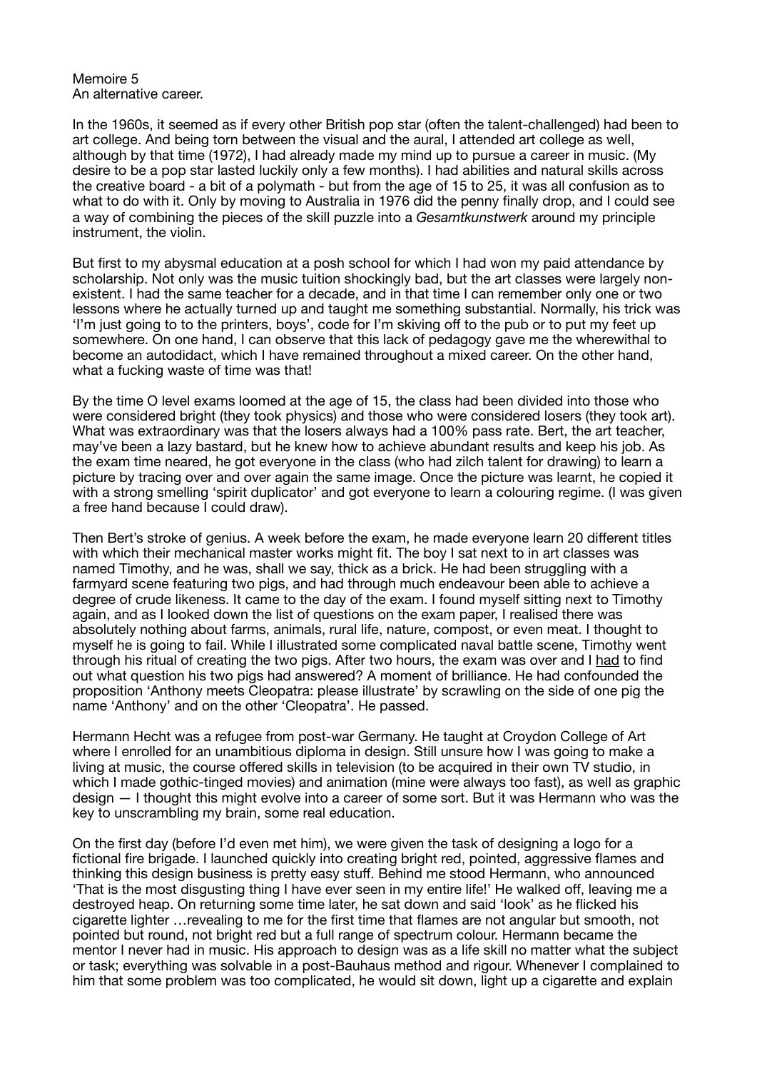Memoire 5
An alternative career.

In the 1960s, it seemed as if every other British pop star (often the talent-challenged) had been to art college. And being torn between the visual and the aural, I attended art college as well, although by that time (1972), I had already made my mind up to pursue a career in music. (My desire to be a pop star lasted luckily only a few months). I had abilities and natural skills across the creative board - a bit of a polymath - but from the age of 15 to 25, it was all confusion as to what to do with it. Only by moving to Australia in 1976 did the penny finally drop, and I could see a way of combining the pieces of the skill puzzle into a *Gesamtkunstwerk* around my principle instrument, the violin.

But first to my abysmal education at a posh school for which I had won my paid attendance by scholarship. Not only was the music tuition shockingly bad, but the art classes were largely non-existent. I had the same teacher for a decade, and in that time I can remember only one or two lessons where he actually turned up and taught me something substantial. Normally, his trick was 'I'm just going to to the printers, boys', code for I'm skiving off to the pub or to put my feet up somewhere. On one hand, I can observe that this lack of pedagogy gave me the wherewithal to become an autodidact, which I have remained throughout a mixed career. On the other hand, what a fucking waste of time was that!

By the time O level exams loomed at the age of 15, the class had been divided into those who were considered bright (they took physics) and those who were considered losers (they took art). What was extraordinary was that the losers always had a 100% pass rate. Bert, the art teacher, may've been a lazy bastard, but he knew how to achieve abundant results and keep his job. As the exam time neared, he got everyone in the class (who had zilch talent for drawing) to learn a picture by tracing over and over again the same image. Once the picture was learnt, he copied it with a strong smelling 'spirit duplicator' and got everyone to learn a colouring regime. (I was given a free hand because I could draw).

Then Bert's stroke of genius. A week before the exam, he made everyone learn 20 different titles with which their mechanical master works might fit. The boy I sat next to in art classes was named Timothy, and he was, shall we say, thick as a brick. He had been struggling with a farmyard scene featuring two pigs, and had through much endeavour been able to achieve a degree of crude likeness. It came to the day of the exam. I found myself sitting next to Timothy again, and as I looked down the list of questions on the exam paper, I realised there was absolutely nothing about farms, animals, rural life, nature, compost, or even meat. I thought to myself he is going to fail. While I illustrated some complicated naval battle scene, Timothy went through his ritual of creating the two pigs. After two hours, the exam was over and I <u>had</u> to find out what question his two pigs had answered? A moment of brilliance. He had confounded the proposition 'Anthony meets Cleopatra: please illustrate' by scrawling on the side of one pig the name 'Anthony' and on the other 'Cleopatra'. He passed.

Hermann Hecht was a refugee from post-war Germany. He taught at Croydon College of Art where I enrolled for an unambitious diploma in design. Still unsure how I was going to make a living at music, the course offered skills in television (to be acquired in their own TV studio, in which I made gothic-tinged movies) and animation (mine were always too fast), as well as graphic design — I thought this might evolve into a career of some sort. But it was Hermann who was the key to unscrambling my brain, some real education.

On the first day (before I'd even met him), we were given the task of designing a logo for a fictional fire brigade. I launched quickly into creating bright red, pointed, aggressive flames and thinking this design business is pretty easy stuff. Behind me stood Hermann, who announced 'That is the most disgusting thing I have ever seen in my entire life!' He walked off, leaving me a destroyed heap. On returning some time later, he sat down and said 'look' as he flicked his cigarette lighter …revealing to me for the first time that flames are not angular but smooth, not pointed but round, not bright red but a full range of spectrum colour. Hermann became the mentor I never had in music. His approach to design was as a life skill no matter what the subject or task; everything was solvable in a post-Bauhaus method and rigour. Whenever I complained to him that some problem was too complicated, he would sit down, light up a cigarette and explain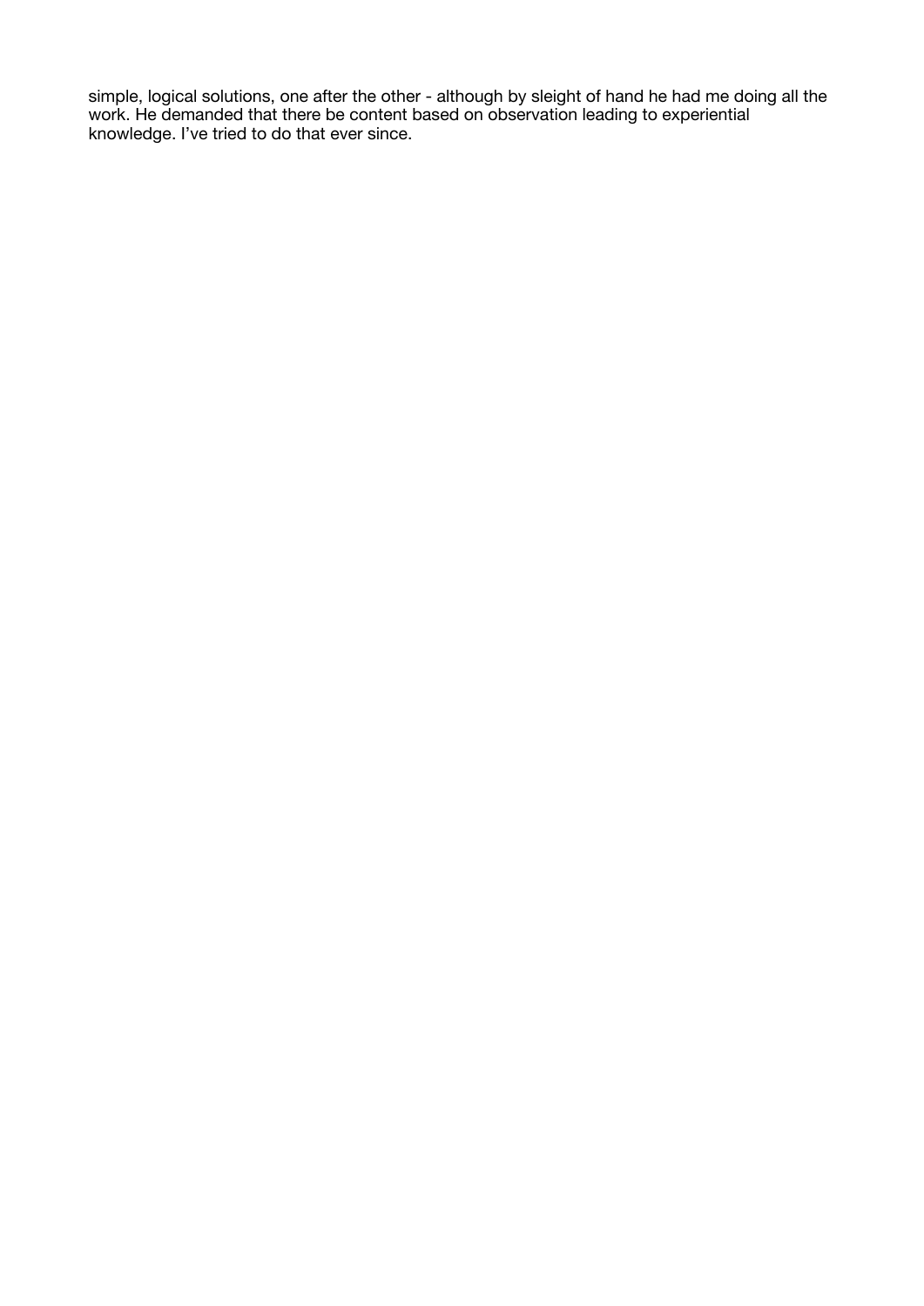simple, logical solutions, one after the other - although by sleight of hand he had me doing all the work. He demanded that there be content based on observation leading to experiential knowledge. I've tried to do that ever since.